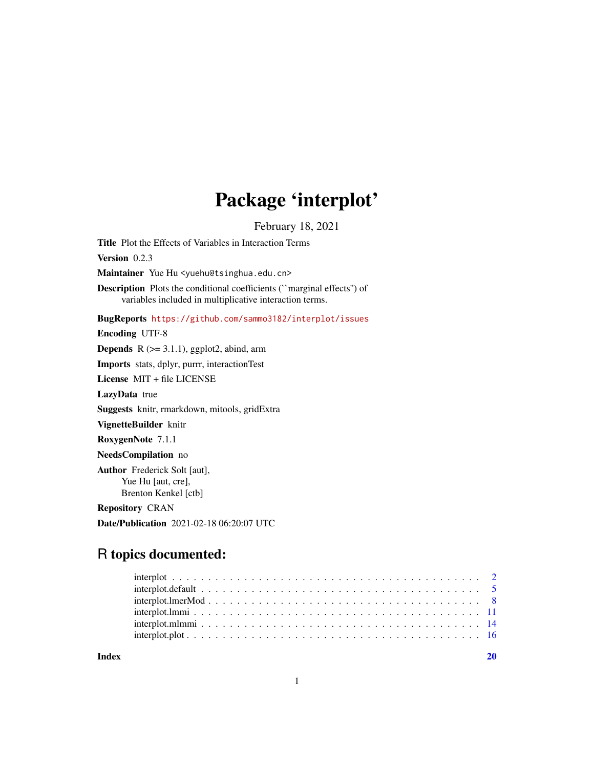# Package 'interplot'

February 18, 2021

**Title** Plot the Effects of Variables in Interaction Terms

**Version** 0.2.3

**Maintainer** Yue Hu <yuehu@tsinghua.edu.cn>

**Description** Plots the conditional coefficients (``marginal effects'') of variables included in multiplicative interaction terms.

**BugReports** https://github.com/sammo3182/interplot/issues

**Encoding** UTF-8

**Depends** R (>= 3.1.1), ggplot2, abind, arm

**Imports** stats, dplyr, purrr, interactionTest

**License** MIT + file LICENSE

**LazyData** true

**Suggests** knitr, rmarkdown, mitools, gridExtra

**VignetteBuilder** knitr

**RoxygenNote** 7.1.1

**NeedsCompilation** no

**Author** Frederick Solt [aut], Yue Hu [aut, cre], Brenton Kenkel [ctb]

**Repository** CRAN

**Date/Publication** 2021-02-18 06:20:07 UTC

## R topics documented:

| | |
|---|---|
| interplot | 2 |
| interplot.default | 5 |
| interplot.lmerMod | 8 |
| interplot.lmmi | 11 |
| interplot.mlmmi | 14 |
| interplot.plot | 16 |
| **Index** | **20** |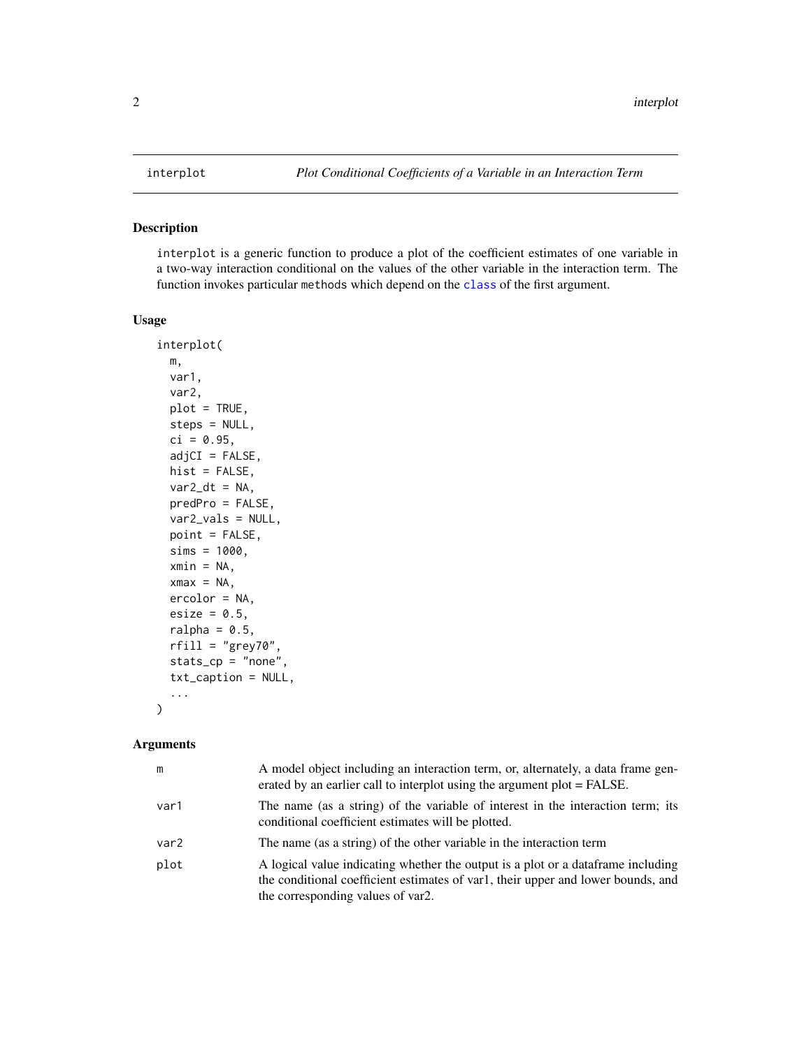## interplot — *Plot Conditional Coefficients of a Variable in an Interaction Term*

### Description

interplot is a generic function to produce a plot of the coefficient estimates of one variable in a two-way interaction conditional on the values of the other variable in the interaction term. The function invokes particular methods which depend on the class of the first argument.

### Usage

```
interplot(
  m,
  var1,
  var2,
  plot = TRUE,
  steps = NULL,
  ci = 0.95,
  adjCI = FALSE,
  hist = FALSE,
  var2_dt = NA,
  predPro = FALSE,
  var2_vals = NULL,
  point = FALSE,
  sims = 1000,
  xmin = NA,
  xmax = NA,
  ercolor = NA,
  esize = 0.5,
  ralpha = 0.5,
  rfill = "grey70",
  stats_cp = "none",
  txt_caption = NULL,
  ...
)
```

### Arguments

| | |
|---|---|
| m | A model object including an interaction term, or, alternately, a data frame generated by an earlier call to interplot using the argument plot = FALSE. |
| var1 | The name (as a string) of the variable of interest in the interaction term; its conditional coefficient estimates will be plotted. |
| var2 | The name (as a string) of the other variable in the interaction term |
| plot | A logical value indicating whether the output is a plot or a dataframe including the conditional coefficient estimates of var1, their upper and lower bounds, and the corresponding values of var2. |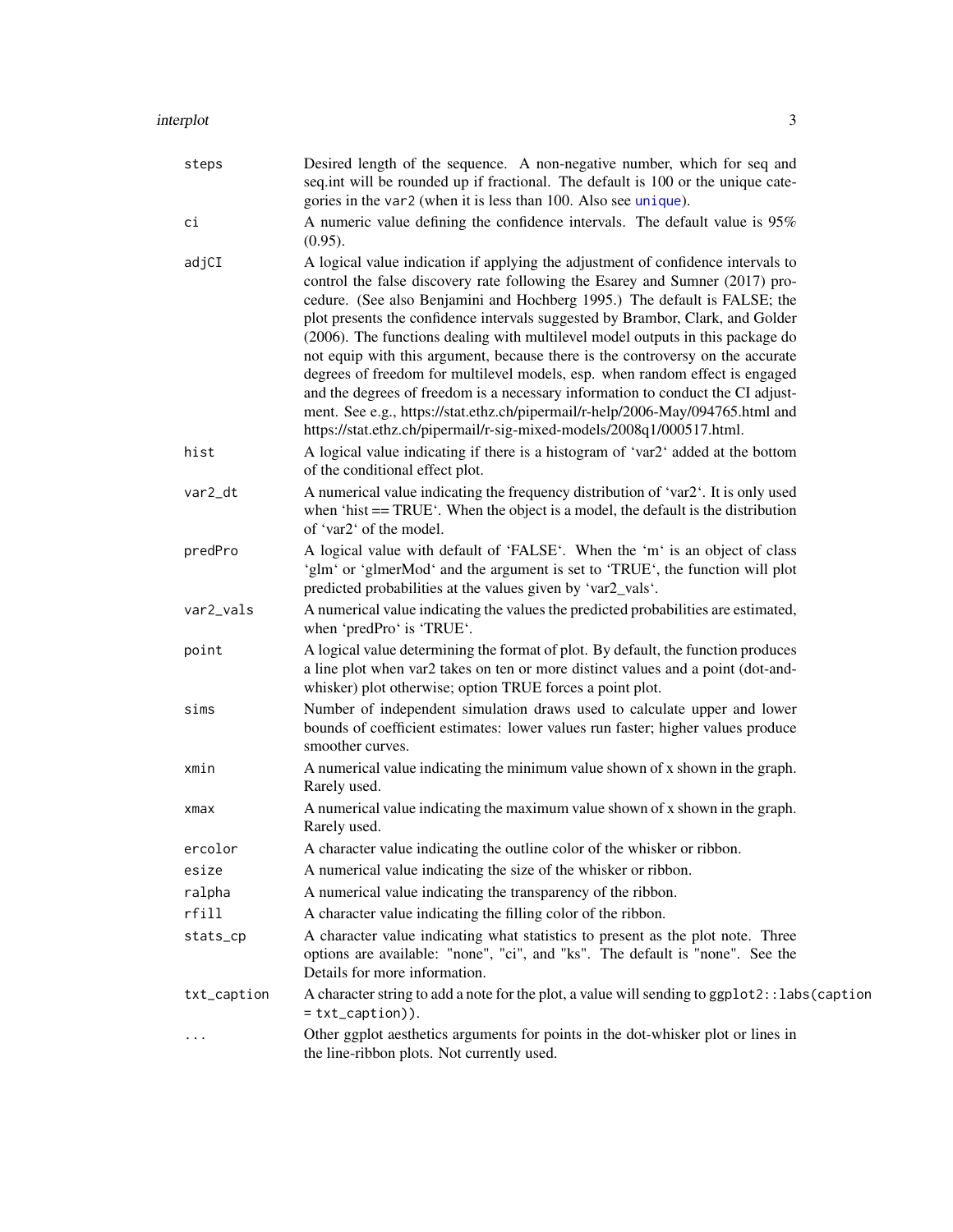| | |
|---|---|
| `steps` | Desired length of the sequence. A non-negative number, which for seq and seq.int will be rounded up if fractional. The default is 100 or the unique categories in the `var2` (when it is less than 100. Also see `unique`). |
| `ci` | A numeric value defining the confidence intervals. The default value is 95% (0.95). |
| `adjCI` | A logical value indication if applying the adjustment of confidence intervals to control the false discovery rate following the Esarey and Sumner (2017) procedure. (See also Benjamini and Hochberg 1995.) The default is FALSE; the plot presents the confidence intervals suggested by Brambor, Clark, and Golder (2006). The functions dealing with multilevel model outputs in this package do not equip with this argument, because there is the controversy on the accurate degrees of freedom for multilevel models, esp. when random effect is engaged and the degrees of freedom is a necessary information to conduct the CI adjustment. See e.g., https://stat.ethz.ch/pipermail/r-help/2006-May/094765.html and https://stat.ethz.ch/pipermail/r-sig-mixed-models/2008q1/000517.html. |
| `hist` | A logical value indicating if there is a histogram of 'var2' added at the bottom of the conditional effect plot. |
| `var2_dt` | A numerical value indicating the frequency distribution of 'var2'. It is only used when 'hist == TRUE'. When the object is a model, the default is the distribution of 'var2' of the model. |
| `predPro` | A logical value with default of 'FALSE'. When the 'm' is an object of class 'glm' or 'glmerMod' and the argument is set to 'TRUE', the function will plot predicted probabilities at the values given by 'var2_vals'. |
| `var2_vals` | A numerical value indicating the values the predicted probabilities are estimated, when 'predPro' is 'TRUE'. |
| `point` | A logical value determining the format of plot. By default, the function produces a line plot when var2 takes on ten or more distinct values and a point (dot-and-whisker) plot otherwise; option TRUE forces a point plot. |
| `sims` | Number of independent simulation draws used to calculate upper and lower bounds of coefficient estimates: lower values run faster; higher values produce smoother curves. |
| `xmin` | A numerical value indicating the minimum value shown of x shown in the graph. Rarely used. |
| `xmax` | A numerical value indicating the maximum value shown of x shown in the graph. Rarely used. |
| `ercolor` | A character value indicating the outline color of the whisker or ribbon. |
| `esize` | A numerical value indicating the size of the whisker or ribbon. |
| `ralpha` | A numerical value indicating the transparency of the ribbon. |
| `rfill` | A character value indicating the filling color of the ribbon. |
| `stats_cp` | A character value indicating what statistics to present as the plot note. Three options are available: "none", "ci", and "ks". The default is "none". See the Details for more information. |
| `txt_caption` | A character string to add a note for the plot, a value will sending to `ggplot2::labs(caption = txt_caption))`. |
| `...` | Other ggplot aesthetics arguments for points in the dot-whisker plot or lines in the line-ribbon plots. Not currently used. |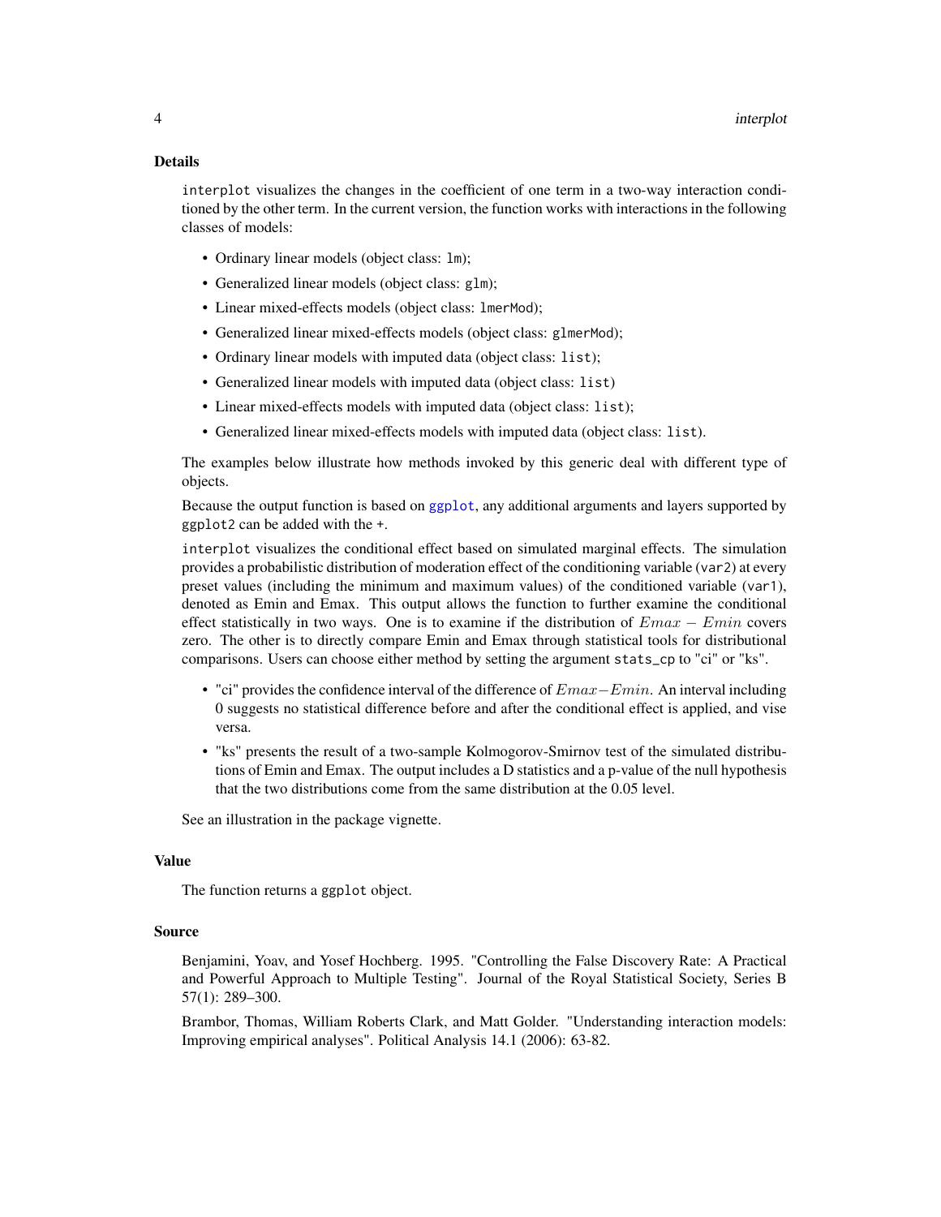## Details

`interplot` visualizes the changes in the coefficient of one term in a two-way interaction conditioned by the other term. In the current version, the function works with interactions in the following classes of models:

- Ordinary linear models (object class: `lm`);
- Generalized linear models (object class: `glm`);
- Linear mixed-effects models (object class: `lmerMod`);
- Generalized linear mixed-effects models (object class: `glmerMod`);
- Ordinary linear models with imputed data (object class: `list`);
- Generalized linear models with imputed data (object class: `list`)
- Linear mixed-effects models with imputed data (object class: `list`);
- Generalized linear mixed-effects models with imputed data (object class: `list`).

The examples below illustrate how methods invoked by this generic deal with different type of objects.

Because the output function is based on `ggplot`, any additional arguments and layers supported by `ggplot2` can be added with the `+`.

`interplot` visualizes the conditional effect based on simulated marginal effects. The simulation provides a probabilistic distribution of moderation effect of the conditioning variable (`var2`) at every preset values (including the minimum and maximum values) of the conditioned variable (`var1`), denoted as Emin and Emax. This output allows the function to further examine the conditional effect statistically in two ways. One is to examine if the distribution of $Emax - Emin$ covers zero. The other is to directly compare Emin and Emax through statistical tools for distributional comparisons. Users can choose either method by setting the argument `stats_cp` to "ci" or "ks".

- "ci" provides the confidence interval of the difference of $Emax - Emin$. An interval including 0 suggests no statistical difference before and after the conditional effect is applied, and vise versa.
- "ks" presents the result of a two-sample Kolmogorov-Smirnov test of the simulated distributions of Emin and Emax. The output includes a D statistics and a p-value of the null hypothesis that the two distributions come from the same distribution at the 0.05 level.

See an illustration in the package vignette.

## Value

The function returns a `ggplot` object.

## Source

Benjamini, Yoav, and Yosef Hochberg. 1995. "Controlling the False Discovery Rate: A Practical and Powerful Approach to Multiple Testing". Journal of the Royal Statistical Society, Series B 57(1): 289–300.

Brambor, Thomas, William Roberts Clark, and Matt Golder. "Understanding interaction models: Improving empirical analyses". Political Analysis 14.1 (2006): 63-82.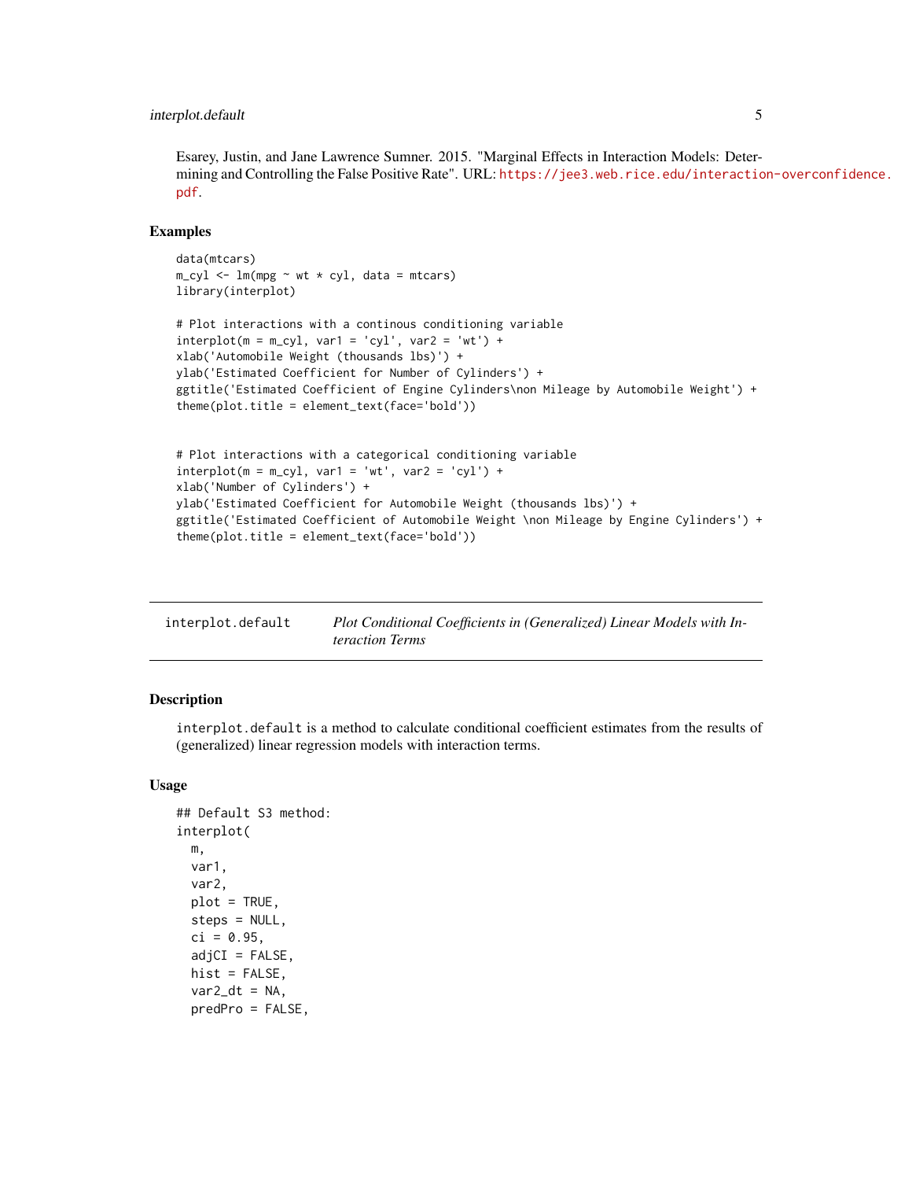Esarey, Justin, and Jane Lawrence Sumner. 2015. "Marginal Effects in Interaction Models: Determining and Controlling the False Positive Rate". URL: https://jee3.web.rice.edu/interaction-overconfidence.pdf.

## Examples

```
data(mtcars)
m_cyl <- lm(mpg ~ wt * cyl, data = mtcars)
library(interplot)

# Plot interactions with a continous conditioning variable
interplot(m = m_cyl, var1 = 'cyl', var2 = 'wt') +
xlab('Automobile Weight (thousands lbs)') +
ylab('Estimated Coefficient for Number of Cylinders') +
ggtitle('Estimated Coefficient of Engine Cylinders\non Mileage by Automobile Weight') +
theme(plot.title = element_text(face='bold'))


# Plot interactions with a categorical conditioning variable
interplot(m = m_cyl, var1 = 'wt', var2 = 'cyl') +
xlab('Number of Cylinders') +
ylab('Estimated Coefficient for Automobile Weight (thousands lbs)') +
ggtitle('Estimated Coefficient of Automobile Weight \non Mileage by Engine Cylinders') +
theme(plot.title = element_text(face='bold'))
```

---

`interplot.default` *Plot Conditional Coefficients in (Generalized) Linear Models with Interaction Terms*

---

## Description

`interplot.default` is a method to calculate conditional coefficient estimates from the results of (generalized) linear regression models with interaction terms.

## Usage

```
## Default S3 method:
interplot(
  m,
  var1,
  var2,
  plot = TRUE,
  steps = NULL,
  ci = 0.95,
  adjCI = FALSE,
  hist = FALSE,
  var2_dt = NA,
  predPro = FALSE,
```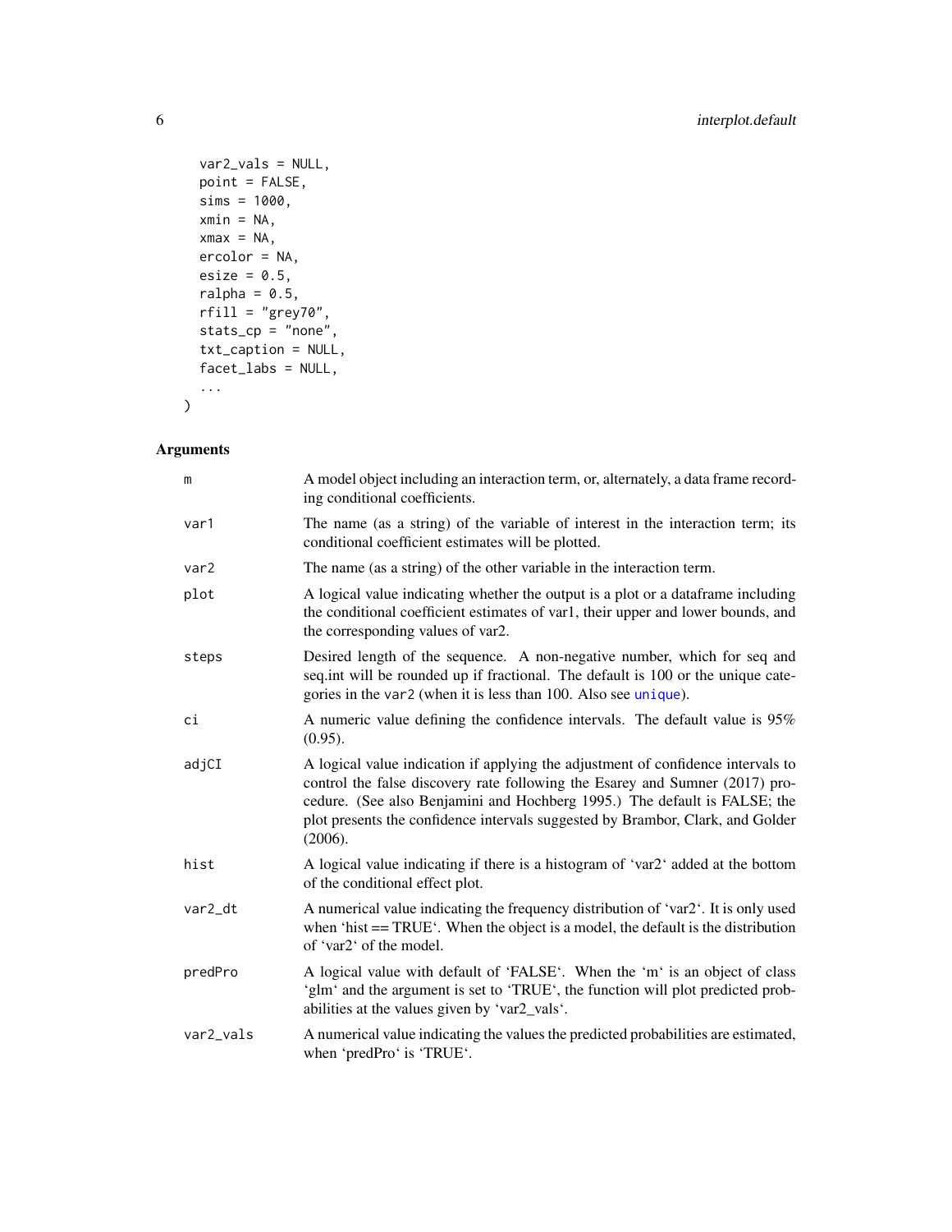```
  var2_vals = NULL,
  point = FALSE,
  sims = 1000,
  xmin = NA,
  xmax = NA,
  ercolor = NA,
  esize = 0.5,
  ralpha = 0.5,
  rfill = "grey70",
  stats_cp = "none",
  txt_caption = NULL,
  facet_labs = NULL,
  ...
)
```

## Arguments

| Argument | Description |
|---|---|
| `m` | A model object including an interaction term, or, alternately, a data frame recording conditional coefficients. |
| `var1` | The name (as a string) of the variable of interest in the interaction term; its conditional coefficient estimates will be plotted. |
| `var2` | The name (as a string) of the other variable in the interaction term. |
| `plot` | A logical value indicating whether the output is a plot or a dataframe including the conditional coefficient estimates of var1, their upper and lower bounds, and the corresponding values of var2. |
| `steps` | Desired length of the sequence. A non-negative number, which for seq and seq.int will be rounded up if fractional. The default is 100 or the unique categories in the `var2` (when it is less than 100. Also see `unique`). |
| `ci` | A numeric value defining the confidence intervals. The default value is 95% (0.95). |
| `adjCI` | A logical value indication if applying the adjustment of confidence intervals to control the false discovery rate following the Esarey and Sumner (2017) procedure. (See also Benjamini and Hochberg 1995.) The default is FALSE; the plot presents the confidence intervals suggested by Brambor, Clark, and Golder (2006). |
| `hist` | A logical value indicating if there is a histogram of 'var2' added at the bottom of the conditional effect plot. |
| `var2_dt` | A numerical value indicating the frequency distribution of 'var2'. It is only used when 'hist == TRUE'. When the object is a model, the default is the distribution of 'var2' of the model. |
| `predPro` | A logical value with default of 'FALSE'. When the 'm' is an object of class 'glm' and the argument is set to 'TRUE', the function will plot predicted probabilities at the values given by 'var2_vals'. |
| `var2_vals` | A numerical value indicating the values the predicted probabilities are estimated, when 'predPro' is 'TRUE'. |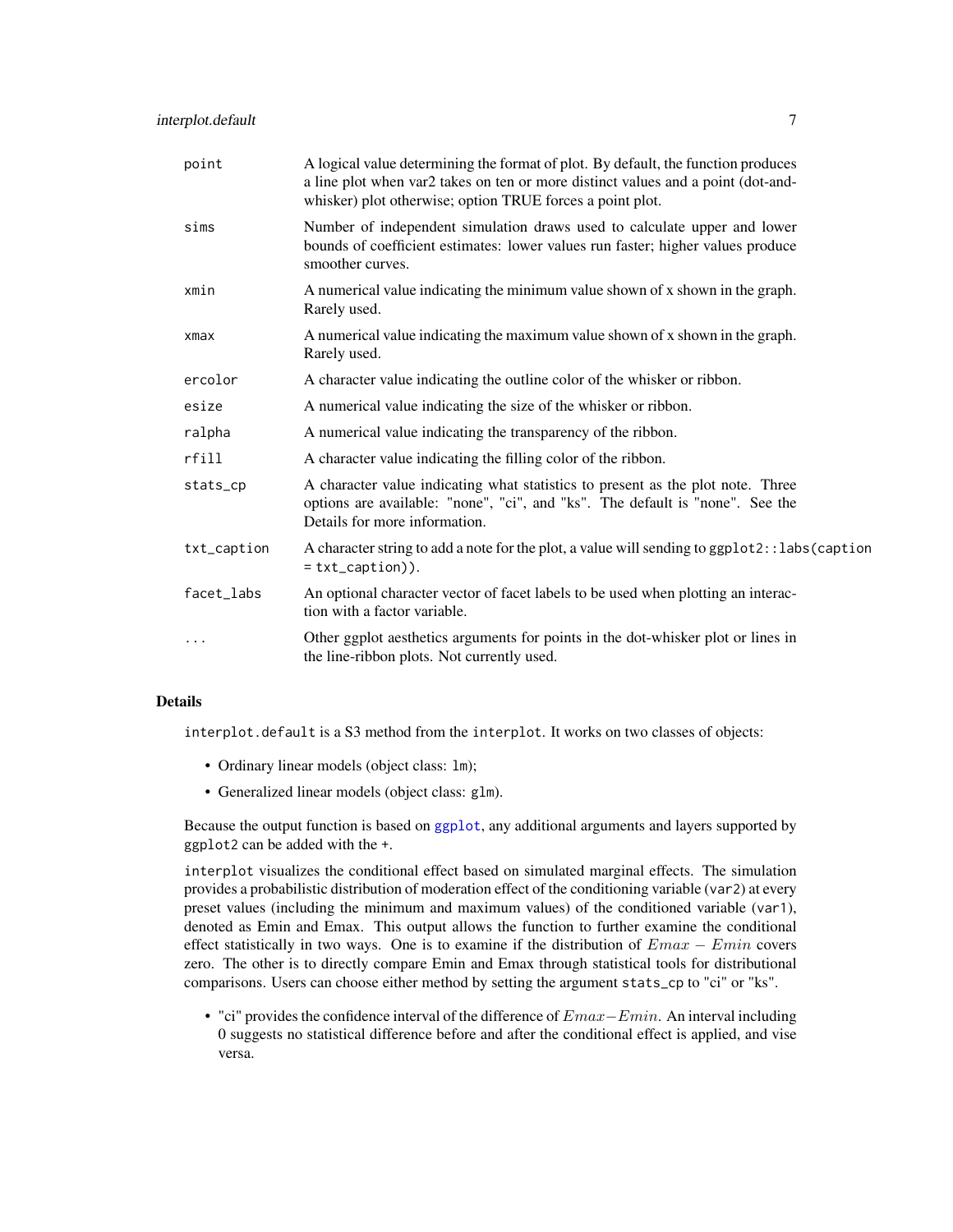| | |
|---|---|
| `point` | A logical value determining the format of plot. By default, the function produces a line plot when var2 takes on ten or more distinct values and a point (dot-and-whisker) plot otherwise; option TRUE forces a point plot. |
| `sims` | Number of independent simulation draws used to calculate upper and lower bounds of coefficient estimates: lower values run faster; higher values produce smoother curves. |
| `xmin` | A numerical value indicating the minimum value shown of x shown in the graph. Rarely used. |
| `xmax` | A numerical value indicating the maximum value shown of x shown in the graph. Rarely used. |
| `ercolor` | A character value indicating the outline color of the whisker or ribbon. |
| `esize` | A numerical value indicating the size of the whisker or ribbon. |
| `ralpha` | A numerical value indicating the transparency of the ribbon. |
| `rfill` | A character value indicating the filling color of the ribbon. |
| `stats_cp` | A character value indicating what statistics to present as the plot note. Three options are available: "none", "ci", and "ks". The default is "none". See the Details for more information. |
| `txt_caption` | A character string to add a note for the plot, a value will sending to `ggplot2::labs(caption = txt_caption))`. |
| `facet_labs` | An optional character vector of facet labels to be used when plotting an interaction with a factor variable. |
| `...` | Other ggplot aesthetics arguments for points in the dot-whisker plot or lines in the line-ribbon plots. Not currently used. |

## Details

`interplot.default` is a S3 method from the `interplot`. It works on two classes of objects:

- Ordinary linear models (object class: `lm`);
- Generalized linear models (object class: `glm`).

Because the output function is based on `ggplot`, any additional arguments and layers supported by `ggplot2` can be added with the `+`.

`interplot` visualizes the conditional effect based on simulated marginal effects. The simulation provides a probabilistic distribution of moderation effect of the conditioning variable (`var2`) at every preset values (including the minimum and maximum values) of the conditioned variable (`var1`), denoted as Emin and Emax. This output allows the function to further examine the conditional effect statistically in two ways. One is to examine if the distribution of $Emax - Emin$ covers zero. The other is to directly compare Emin and Emax through statistical tools for distributional comparisons. Users can choose either method by setting the argument `stats_cp` to "ci" or "ks".

- "ci" provides the confidence interval of the difference of $Emax - Emin$. An interval including 0 suggests no statistical difference before and after the conditional effect is applied, and vise versa.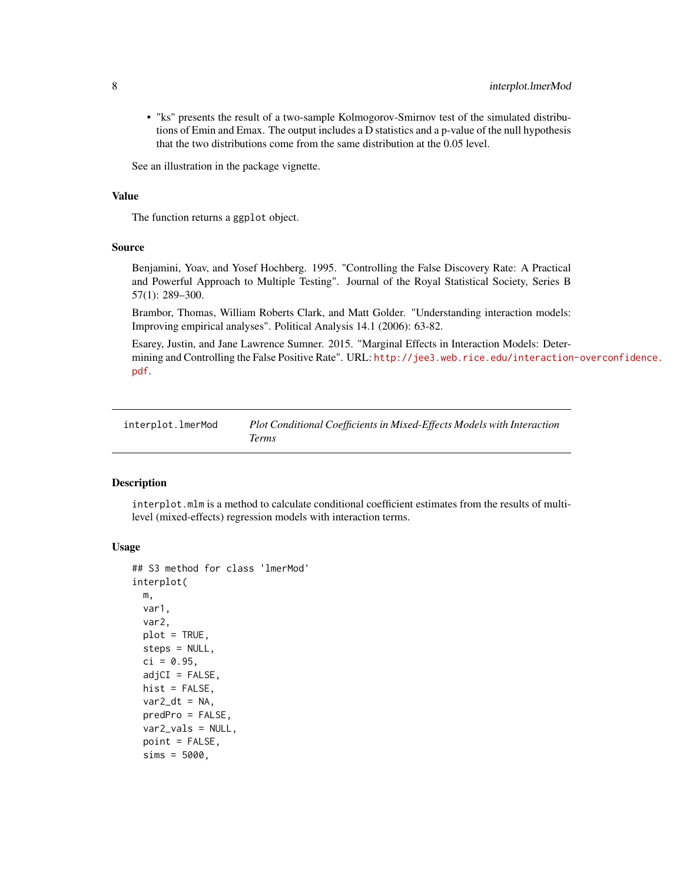- "ks" presents the result of a two-sample Kolmogorov-Smirnov test of the simulated distributions of Emin and Emax. The output includes a D statistics and a p-value of the null hypothesis that the two distributions come from the same distribution at the 0.05 level.

See an illustration in the package vignette.

### Value

The function returns a `ggplot` object.

### Source

Benjamini, Yoav, and Yosef Hochberg. 1995. "Controlling the False Discovery Rate: A Practical and Powerful Approach to Multiple Testing". Journal of the Royal Statistical Society, Series B 57(1): 289–300.

Brambor, Thomas, William Roberts Clark, and Matt Golder. "Understanding interaction models: Improving empirical analyses". Political Analysis 14.1 (2006): 63-82.

Esarey, Justin, and Jane Lawrence Sumner. 2015. "Marginal Effects in Interaction Models: Determining and Controlling the False Positive Rate". URL: http://jee3.web.rice.edu/interaction-overconfidence.pdf.

---

## interplot.lmerMod — *Plot Conditional Coefficients in Mixed-Effects Models with Interaction Terms*

---

### Description

`interplot.mlm` is a method to calculate conditional coefficient estimates from the results of multilevel (mixed-effects) regression models with interaction terms.

### Usage

```
## S3 method for class 'lmerMod'
interplot(
  m,
  var1,
  var2,
  plot = TRUE,
  steps = NULL,
  ci = 0.95,
  adjCI = FALSE,
  hist = FALSE,
  var2_dt = NA,
  predPro = FALSE,
  var2_vals = NULL,
  point = FALSE,
  sims = 5000,
```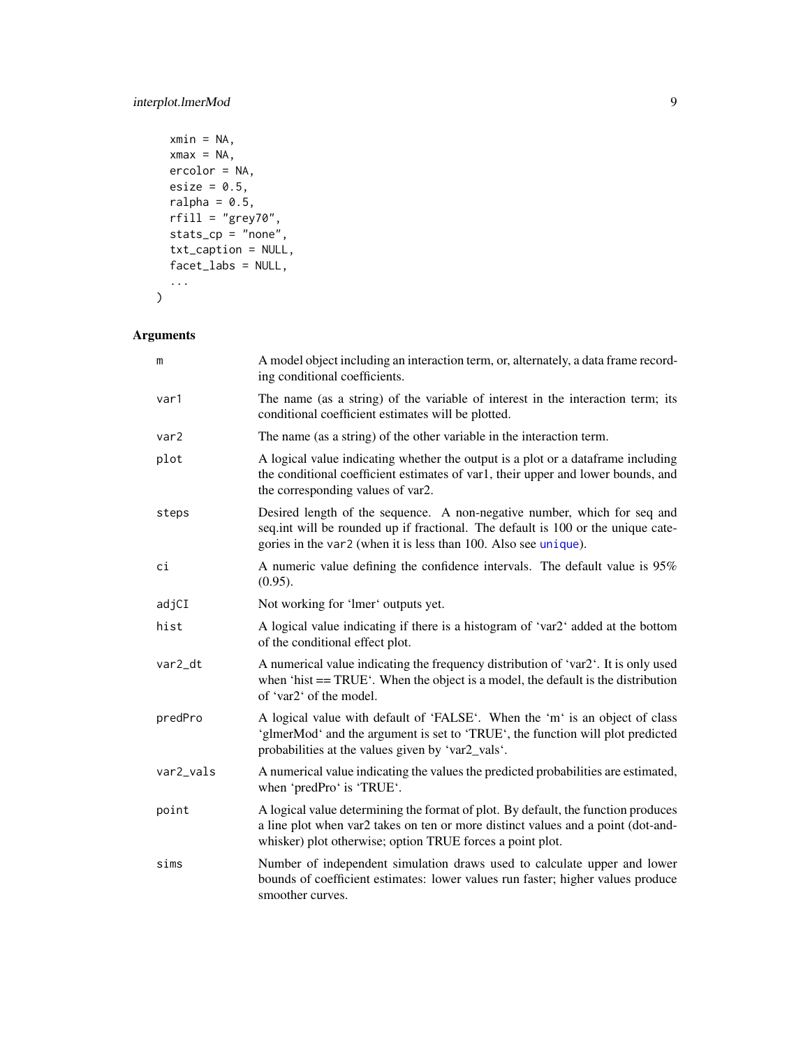```
  xmin = NA,
  xmax = NA,
  ercolor = NA,
  esize = 0.5,
  ralpha = 0.5,
  rfill = "grey70",
  stats_cp = "none",
  txt_caption = NULL,
  facet_labs = NULL,
  ...
)
```

## Arguments

| | |
|---|---|
| m | A model object including an interaction term, or, alternately, a data frame recording conditional coefficients. |
| var1 | The name (as a string) of the variable of interest in the interaction term; its conditional coefficient estimates will be plotted. |
| var2 | The name (as a string) of the other variable in the interaction term. |
| plot | A logical value indicating whether the output is a plot or a dataframe including the conditional coefficient estimates of var1, their upper and lower bounds, and the corresponding values of var2. |
| steps | Desired length of the sequence. A non-negative number, which for seq and seq.int will be rounded up if fractional. The default is 100 or the unique categories in the var2 (when it is less than 100. Also see unique). |
| ci | A numeric value defining the confidence intervals. The default value is 95% (0.95). |
| adjCI | Not working for 'lmer' outputs yet. |
| hist | A logical value indicating if there is a histogram of 'var2' added at the bottom of the conditional effect plot. |
| var2_dt | A numerical value indicating the frequency distribution of 'var2'. It is only used when 'hist == TRUE'. When the object is a model, the default is the distribution of 'var2' of the model. |
| predPro | A logical value with default of 'FALSE'. When the 'm' is an object of class 'glmerMod' and the argument is set to 'TRUE', the function will plot predicted probabilities at the values given by 'var2_vals'. |
| var2_vals | A numerical value indicating the values the predicted probabilities are estimated, when 'predPro' is 'TRUE'. |
| point | A logical value determining the format of plot. By default, the function produces a line plot when var2 takes on ten or more distinct values and a point (dot-and-whisker) plot otherwise; option TRUE forces a point plot. |
| sims | Number of independent simulation draws used to calculate upper and lower bounds of coefficient estimates: lower values run faster; higher values produce smoother curves. |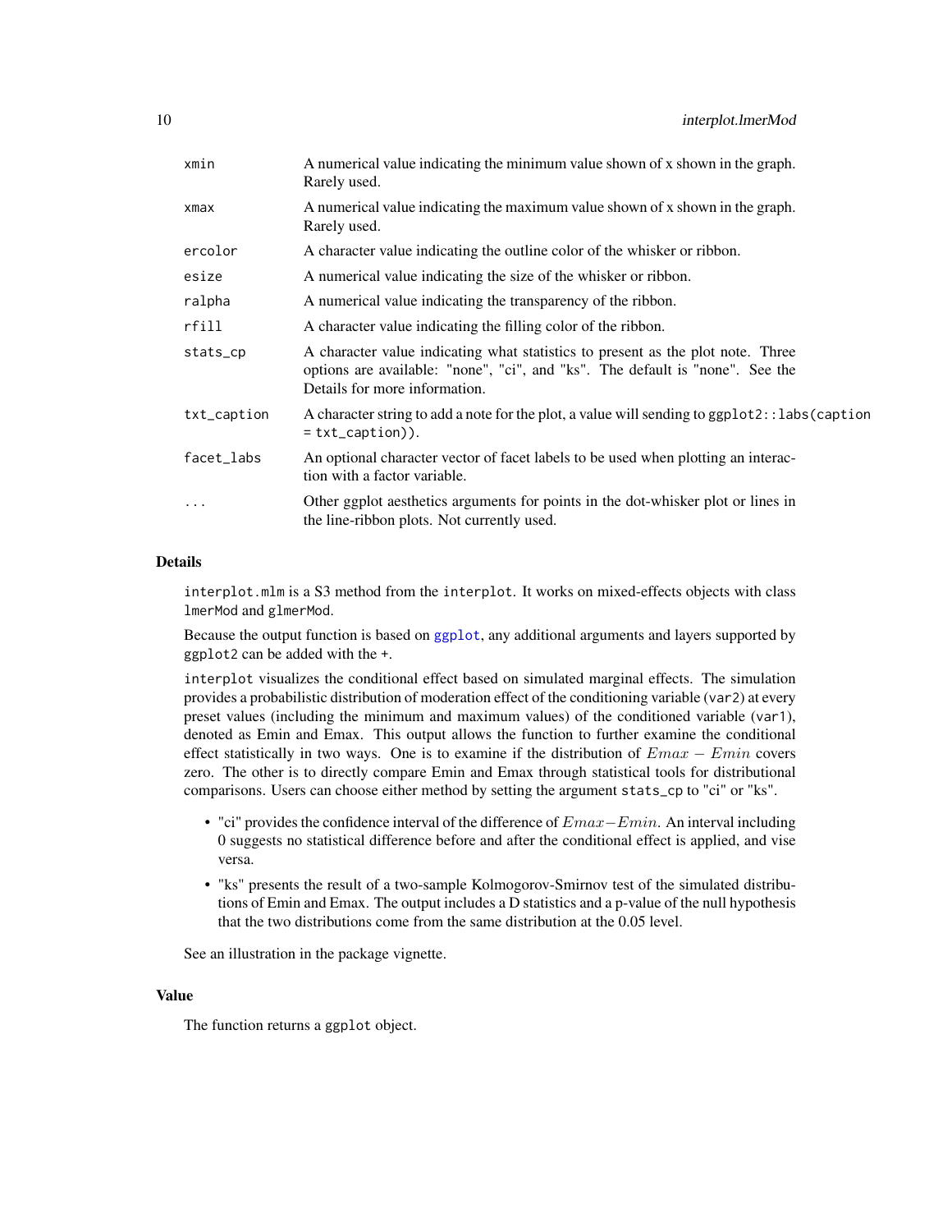| | |
|---|---|
| `xmin` | A numerical value indicating the minimum value shown of x shown in the graph. Rarely used. |
| `xmax` | A numerical value indicating the maximum value shown of x shown in the graph. Rarely used. |
| `ercolor` | A character value indicating the outline color of the whisker or ribbon. |
| `esize` | A numerical value indicating the size of the whisker or ribbon. |
| `ralpha` | A numerical value indicating the transparency of the ribbon. |
| `rfill` | A character value indicating the filling color of the ribbon. |
| `stats_cp` | A character value indicating what statistics to present as the plot note. Three options are available: "none", "ci", and "ks". The default is "none". See the Details for more information. |
| `txt_caption` | A character string to add a note for the plot, a value will sending to `ggplot2::labs(caption = txt_caption))`. |
| `facet_labs` | An optional character vector of facet labels to be used when plotting an interaction with a factor variable. |
| `...` | Other ggplot aesthetics arguments for points in the dot-whisker plot or lines in the line-ribbon plots. Not currently used. |

## Details

`interplot.mlm` is a S3 method from the `interplot`. It works on mixed-effects objects with class `lmerMod` and `glmerMod`.

Because the output function is based on `ggplot`, any additional arguments and layers supported by `ggplot2` can be added with the `+`.

`interplot` visualizes the conditional effect based on simulated marginal effects. The simulation provides a probabilistic distribution of moderation effect of the conditioning variable (`var2`) at every preset values (including the minimum and maximum values) of the conditioned variable (`var1`), denoted as Emin and Emax. This output allows the function to further examine the conditional effect statistically in two ways. One is to examine if the distribution of $Emax - Emin$ covers zero. The other is to directly compare Emin and Emax through statistical tools for distributional comparisons. Users can choose either method by setting the argument `stats_cp` to "ci" or "ks".

- "ci" provides the confidence interval of the difference of $Emax - Emin$. An interval including 0 suggests no statistical difference before and after the conditional effect is applied, and vise versa.
- "ks" presents the result of a two-sample Kolmogorov-Smirnov test of the simulated distributions of Emin and Emax. The output includes a D statistics and a p-value of the null hypothesis that the two distributions come from the same distribution at the 0.05 level.

See an illustration in the package vignette.

## Value

The function returns a `ggplot` object.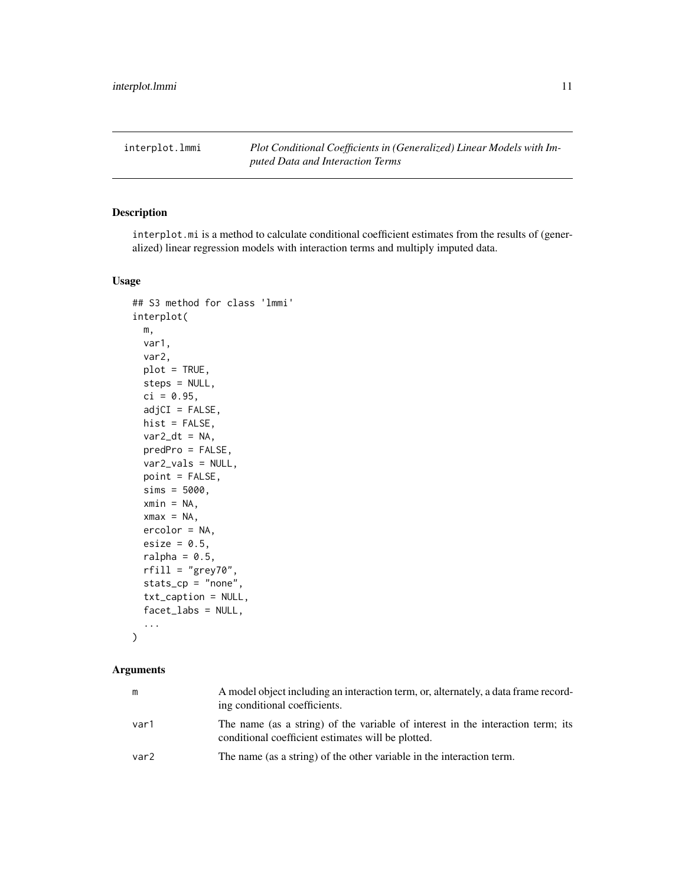`interplot.lmmi` *Plot Conditional Coefficients in (Generalized) Linear Models with Imputed Data and Interaction Terms*

## Description

`interplot.mi` is a method to calculate conditional coefficient estimates from the results of (generalized) linear regression models with interaction terms and multiply imputed data.

## Usage

```
## S3 method for class 'lmmi'
interplot(
  m,
  var1,
  var2,
  plot = TRUE,
  steps = NULL,
  ci = 0.95,
  adjCI = FALSE,
  hist = FALSE,
  var2_dt = NA,
  predPro = FALSE,
  var2_vals = NULL,
  point = FALSE,
  sims = 5000,
  xmin = NA,
  xmax = NA,
  ercolor = NA,
  esize = 0.5,
  ralpha = 0.5,
  rfill = "grey70",
  stats_cp = "none",
  txt_caption = NULL,
  facet_labs = NULL,
  ...
)
```

## Arguments

| | |
|---|---|
| `m` | A model object including an interaction term, or, alternately, a data frame recording conditional coefficients. |
| `var1` | The name (as a string) of the variable of interest in the interaction term; its conditional coefficient estimates will be plotted. |
| `var2` | The name (as a string) of the other variable in the interaction term. |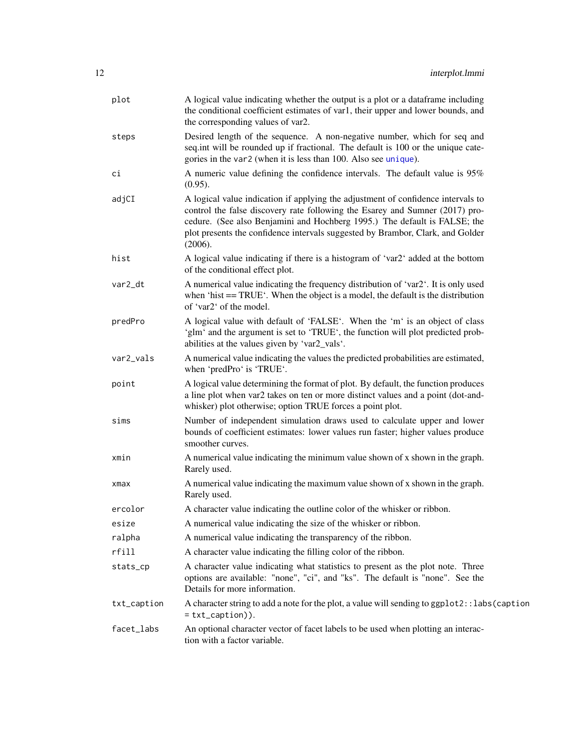| | |
|---|---|
| `plot` | A logical value indicating whether the output is a plot or a dataframe including the conditional coefficient estimates of var1, their upper and lower bounds, and the corresponding values of var2. |
| `steps` | Desired length of the sequence. A non-negative number, which for seq and seq.int will be rounded up if fractional. The default is 100 or the unique categories in the `var2` (when it is less than 100. Also see `unique`). |
| `ci` | A numeric value defining the confidence intervals. The default value is 95% (0.95). |
| `adjCI` | A logical value indication if applying the adjustment of confidence intervals to control the false discovery rate following the Esarey and Sumner (2017) procedure. (See also Benjamini and Hochberg 1995.) The default is FALSE; the plot presents the confidence intervals suggested by Brambor, Clark, and Golder (2006). |
| `hist` | A logical value indicating if there is a histogram of 'var2' added at the bottom of the conditional effect plot. |
| `var2_dt` | A numerical value indicating the frequency distribution of 'var2'. It is only used when 'hist == TRUE'. When the object is a model, the default is the distribution of 'var2' of the model. |
| `predPro` | A logical value with default of 'FALSE'. When the 'm' is an object of class 'glm' and the argument is set to 'TRUE', the function will plot predicted probabilities at the values given by 'var2_vals'. |
| `var2_vals` | A numerical value indicating the values the predicted probabilities are estimated, when 'predPro' is 'TRUE'. |
| `point` | A logical value determining the format of plot. By default, the function produces a line plot when var2 takes on ten or more distinct values and a point (dot-and-whisker) plot otherwise; option TRUE forces a point plot. |
| `sims` | Number of independent simulation draws used to calculate upper and lower bounds of coefficient estimates: lower values run faster; higher values produce smoother curves. |
| `xmin` | A numerical value indicating the minimum value shown of x shown in the graph. Rarely used. |
| `xmax` | A numerical value indicating the maximum value shown of x shown in the graph. Rarely used. |
| `ercolor` | A character value indicating the outline color of the whisker or ribbon. |
| `esize` | A numerical value indicating the size of the whisker or ribbon. |
| `ralpha` | A numerical value indicating the transparency of the ribbon. |
| `rfill` | A character value indicating the filling color of the ribbon. |
| `stats_cp` | A character value indicating what statistics to present as the plot note. Three options are available: "none", "ci", and "ks". The default is "none". See the Details for more information. |
| `txt_caption` | A character string to add a note for the plot, a value will sending to `ggplot2::labs(caption = txt_caption))`. |
| `facet_labs` | An optional character vector of facet labels to be used when plotting an interaction with a factor variable. |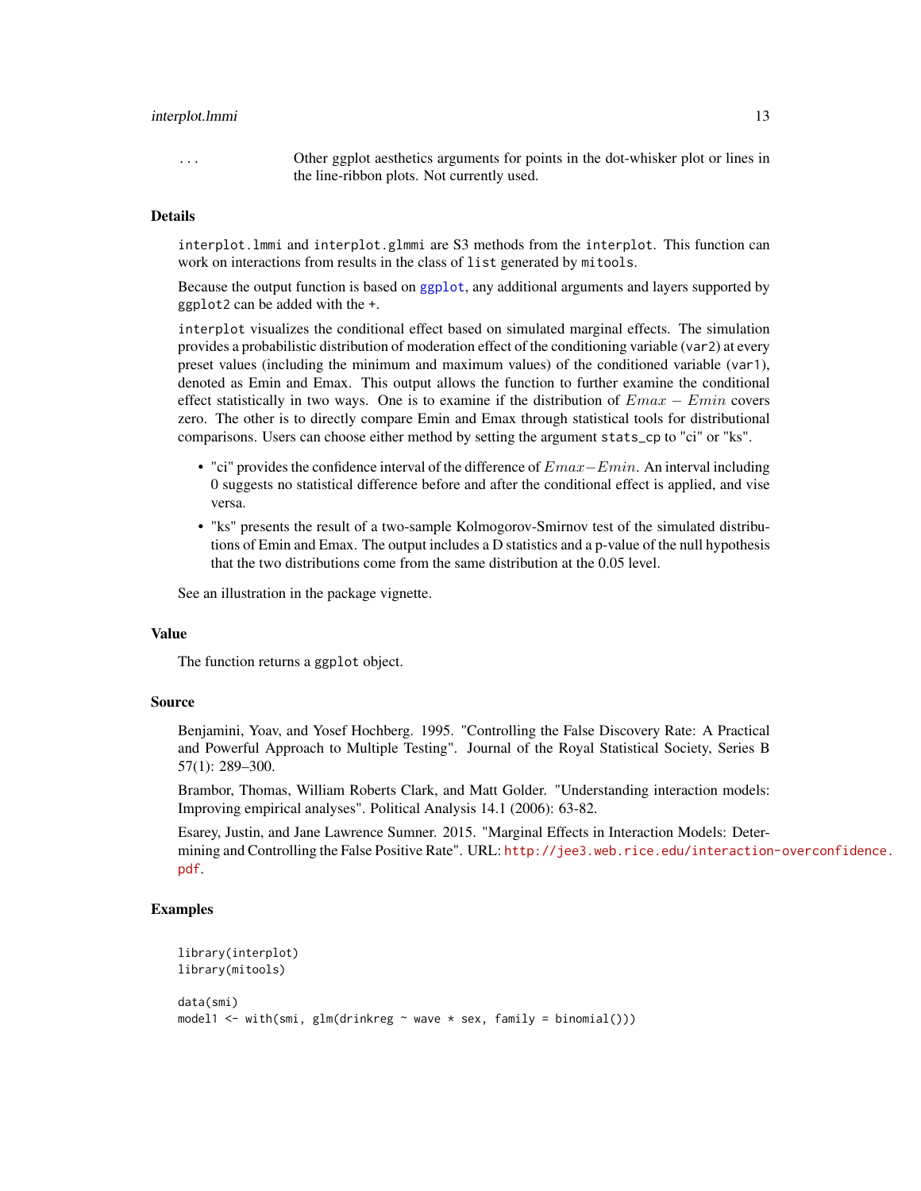... Other ggplot aesthetics arguments for points in the dot-whisker plot or lines in the line-ribbon plots. Not currently used.

### Details

interplot.lmmi and interplot.glmmi are S3 methods from the interplot. This function can work on interactions from results in the class of list generated by mitools.

Because the output function is based on ggplot, any additional arguments and layers supported by ggplot2 can be added with the +.

interplot visualizes the conditional effect based on simulated marginal effects. The simulation provides a probabilistic distribution of moderation effect of the conditioning variable (var2) at every preset values (including the minimum and maximum values) of the conditioned variable (var1), denoted as Emin and Emax. This output allows the function to further examine the conditional effect statistically in two ways. One is to examine if the distribution of $Emax - Emin$ covers zero. The other is to directly compare Emin and Emax through statistical tools for distributional comparisons. Users can choose either method by setting the argument stats_cp to "ci" or "ks".

- "ci" provides the confidence interval of the difference of $Emax-Emin$. An interval including 0 suggests no statistical difference before and after the conditional effect is applied, and vise versa.
- "ks" presents the result of a two-sample Kolmogorov-Smirnov test of the simulated distributions of Emin and Emax. The output includes a D statistics and a p-value of the null hypothesis that the two distributions come from the same distribution at the 0.05 level.

See an illustration in the package vignette.

### Value

The function returns a ggplot object.

### Source

Benjamini, Yoav, and Yosef Hochberg. 1995. "Controlling the False Discovery Rate: A Practical and Powerful Approach to Multiple Testing". Journal of the Royal Statistical Society, Series B 57(1): 289–300.

Brambor, Thomas, William Roberts Clark, and Matt Golder. "Understanding interaction models: Improving empirical analyses". Political Analysis 14.1 (2006): 63-82.

Esarey, Justin, and Jane Lawrence Sumner. 2015. "Marginal Effects in Interaction Models: Determining and Controlling the False Positive Rate". URL: http://jee3.web.rice.edu/interaction-overconfidence.pdf.

### Examples

```
library(interplot)
library(mitools)

data(smi)
model1 <- with(smi, glm(drinkreg ~ wave * sex, family = binomial()))
```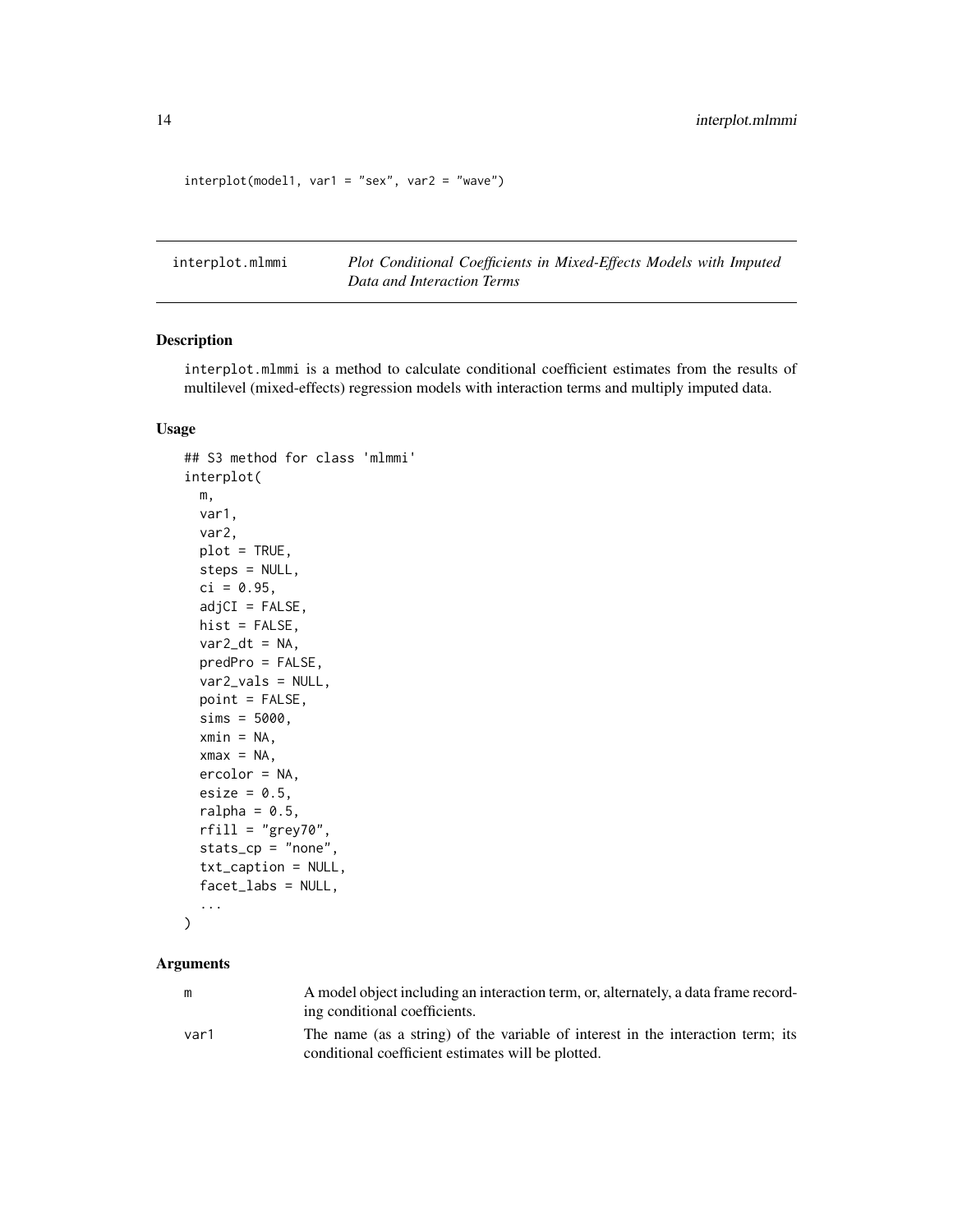```
interplot(model1, var1 = "sex", var2 = "wave")
```

## interplot.mlmmi — *Plot Conditional Coefficients in Mixed-Effects Models with Imputed Data and Interaction Terms*

### Description

interplot.mlmmi is a method to calculate conditional coefficient estimates from the results of multilevel (mixed-effects) regression models with interaction terms and multiply imputed data.

### Usage

```
## S3 method for class 'mlmmi'
interplot(
  m,
  var1,
  var2,
  plot = TRUE,
  steps = NULL,
  ci = 0.95,
  adjCI = FALSE,
  hist = FALSE,
  var2_dt = NA,
  predPro = FALSE,
  var2_vals = NULL,
  point = FALSE,
  sims = 5000,
  xmin = NA,
  xmax = NA,
  ercolor = NA,
  esize = 0.5,
  ralpha = 0.5,
  rfill = "grey70",
  stats_cp = "none",
  txt_caption = NULL,
  facet_labs = NULL,
  ...
)
```

### Arguments

| | |
|---|---|
| m | A model object including an interaction term, or, alternately, a data frame recording conditional coefficients. |
| var1 | The name (as a string) of the variable of interest in the interaction term; its conditional coefficient estimates will be plotted. |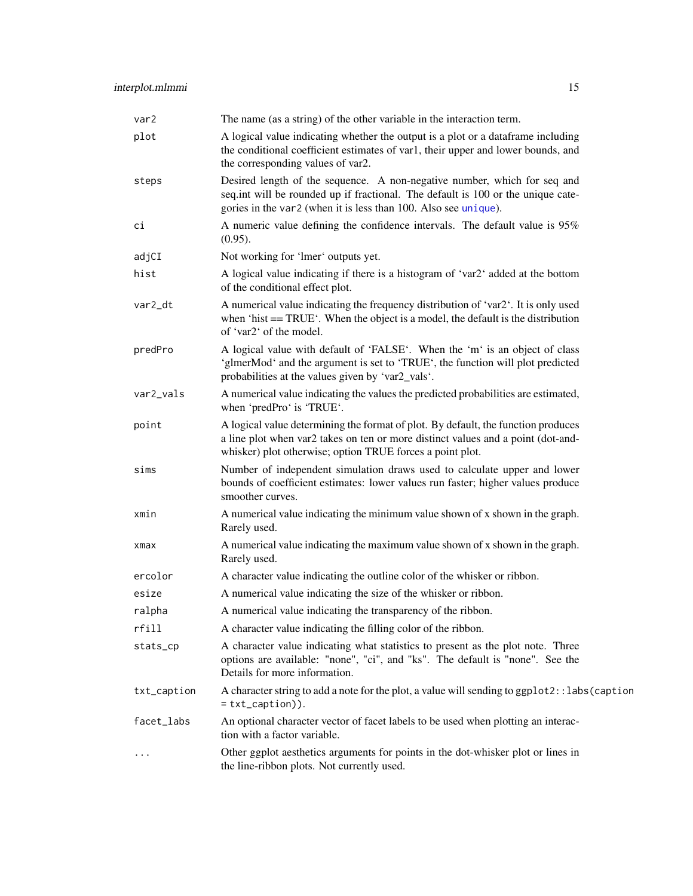| | |
|---|---|
| var2 | The name (as a string) of the other variable in the interaction term. |
| plot | A logical value indicating whether the output is a plot or a dataframe including the conditional coefficient estimates of var1, their upper and lower bounds, and the corresponding values of var2. |
| steps | Desired length of the sequence. A non-negative number, which for seq and seq.int will be rounded up if fractional. The default is 100 or the unique categories in the `var2` (when it is less than 100. Also see `unique`). |
| ci | A numeric value defining the confidence intervals. The default value is 95% (0.95). |
| adjCI | Not working for 'lmer' outputs yet. |
| hist | A logical value indicating if there is a histogram of 'var2' added at the bottom of the conditional effect plot. |
| var2_dt | A numerical value indicating the frequency distribution of 'var2'. It is only used when 'hist == TRUE'. When the object is a model, the default is the distribution of 'var2' of the model. |
| predPro | A logical value with default of 'FALSE'. When the 'm' is an object of class 'glmerMod' and the argument is set to 'TRUE', the function will plot predicted probabilities at the values given by 'var2_vals'. |
| var2_vals | A numerical value indicating the values the predicted probabilities are estimated, when 'predPro' is 'TRUE'. |
| point | A logical value determining the format of plot. By default, the function produces a line plot when var2 takes on ten or more distinct values and a point (dot-and-whisker) plot otherwise; option TRUE forces a point plot. |
| sims | Number of independent simulation draws used to calculate upper and lower bounds of coefficient estimates: lower values run faster; higher values produce smoother curves. |
| xmin | A numerical value indicating the minimum value shown of x shown in the graph. Rarely used. |
| xmax | A numerical value indicating the maximum value shown of x shown in the graph. Rarely used. |
| ercolor | A character value indicating the outline color of the whisker or ribbon. |
| esize | A numerical value indicating the size of the whisker or ribbon. |
| ralpha | A numerical value indicating the transparency of the ribbon. |
| rfill | A character value indicating the filling color of the ribbon. |
| stats_cp | A character value indicating what statistics to present as the plot note. Three options are available: "none", "ci", and "ks". The default is "none". See the Details for more information. |
| txt_caption | A character string to add a note for the plot, a value will sending to `ggplot2::labs(caption = txt_caption))`. |
| facet_labs | An optional character vector of facet labels to be used when plotting an interaction with a factor variable. |
| ... | Other ggplot aesthetics arguments for points in the dot-whisker plot or lines in the line-ribbon plots. Not currently used. |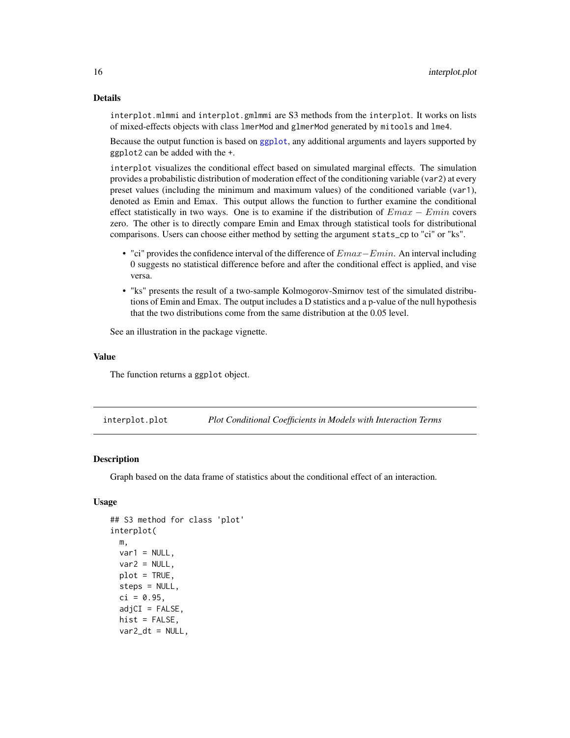### Details

interplot.mlmmi and interplot.gmlmmi are S3 methods from the interplot. It works on lists of mixed-effects objects with class lmerMod and glmerMod generated by mitools and lme4.

Because the output function is based on ggplot, any additional arguments and layers supported by ggplot2 can be added with the +.

interplot visualizes the conditional effect based on simulated marginal effects. The simulation provides a probabilistic distribution of moderation effect of the conditioning variable (var2) at every preset values (including the minimum and maximum values) of the conditioned variable (var1), denoted as Emin and Emax. This output allows the function to further examine the conditional effect statistically in two ways. One is to examine if the distribution of $Emax - Emin$ covers zero. The other is to directly compare Emin and Emax through statistical tools for distributional comparisons. Users can choose either method by setting the argument stats_cp to "ci" or "ks".

- "ci" provides the confidence interval of the difference of $Emax-Emin$. An interval including 0 suggests no statistical difference before and after the conditional effect is applied, and vise versa.
- "ks" presents the result of a two-sample Kolmogorov-Smirnov test of the simulated distributions of Emin and Emax. The output includes a D statistics and a p-value of the null hypothesis that the two distributions come from the same distribution at the 0.05 level.

See an illustration in the package vignette.

### Value

The function returns a ggplot object.

---

## interplot.plot — *Plot Conditional Coefficients in Models with Interaction Terms*

### Description

Graph based on the data frame of statistics about the conditional effect of an interaction.

### Usage

```
## S3 method for class 'plot'
interplot(
  m,
  var1 = NULL,
  var2 = NULL,
  plot = TRUE,
  steps = NULL,
  ci = 0.95,
  adjCI = FALSE,
  hist = FALSE,
  var2_dt = NULL,
```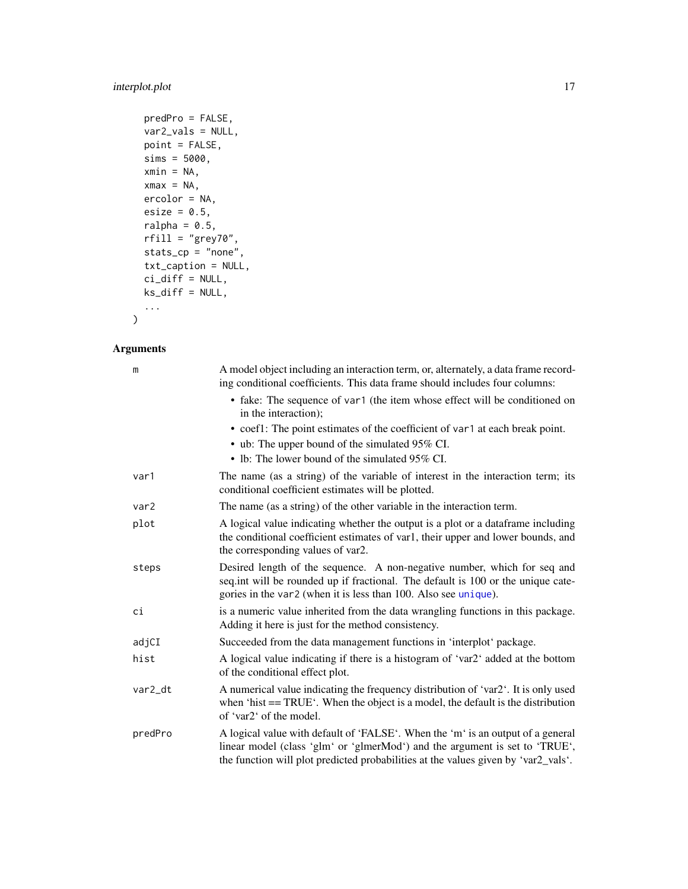```
  predPro = FALSE,
  var2_vals = NULL,
  point = FALSE,
  sims = 5000,
  xmin = NA,
  xmax = NA,
  ercolor = NA,
  esize = 0.5,
  ralpha = 0.5,
  rfill = "grey70",
  stats_cp = "none",
  txt_caption = NULL,
  ci_diff = NULL,
  ks_diff = NULL,
  ...
)
```

## Arguments

| | |
|---|---|
| `m` | A model object including an interaction term, or, alternately, a data frame recording conditional coefficients. This data frame should includes four columns: <br>• fake: The sequence of `var1` (the item whose effect will be conditioned on in the interaction); <br>• coef1: The point estimates of the coefficient of `var1` at each break point. <br>• ub: The upper bound of the simulated 95% CI. <br>• lb: The lower bound of the simulated 95% CI. |
| `var1` | The name (as a string) of the variable of interest in the interaction term; its conditional coefficient estimates will be plotted. |
| `var2` | The name (as a string) of the other variable in the interaction term. |
| `plot` | A logical value indicating whether the output is a plot or a dataframe including the conditional coefficient estimates of var1, their upper and lower bounds, and the corresponding values of var2. |
| `steps` | Desired length of the sequence. A non-negative number, which for seq and seq.int will be rounded up if fractional. The default is 100 or the unique categories in the `var2` (when it is less than 100. Also see `unique`). |
| `ci` | is a numeric value inherited from the data wrangling functions in this package. Adding it here is just for the method consistency. |
| `adjCI` | Succeeded from the data management functions in 'interplot' package. |
| `hist` | A logical value indicating if there is a histogram of 'var2' added at the bottom of the conditional effect plot. |
| `var2_dt` | A numerical value indicating the frequency distribution of 'var2'. It is only used when 'hist == TRUE'. When the object is a model, the default is the distribution of 'var2' of the model. |
| `predPro` | A logical value with default of 'FALSE'. When the 'm' is an output of a general linear model (class 'glm' or 'glmerMod') and the argument is set to 'TRUE', the function will plot predicted probabilities at the values given by 'var2_vals'. |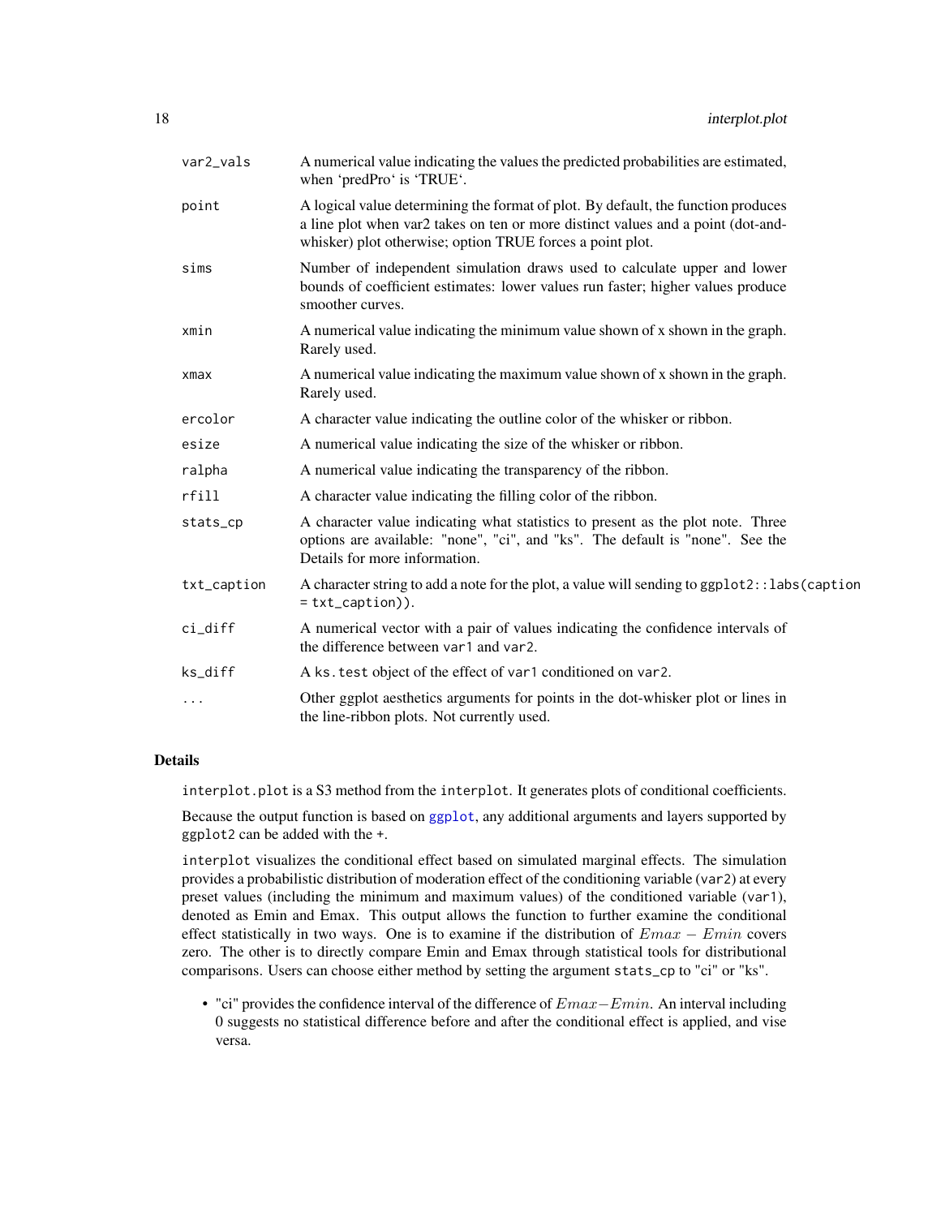| | |
|---|---|
| var2_vals | A numerical value indicating the values the predicted probabilities are estimated, when 'predPro' is 'TRUE'. |
| point | A logical value determining the format of plot. By default, the function produces a line plot when var2 takes on ten or more distinct values and a point (dot-and-whisker) plot otherwise; option TRUE forces a point plot. |
| sims | Number of independent simulation draws used to calculate upper and lower bounds of coefficient estimates: lower values run faster; higher values produce smoother curves. |
| xmin | A numerical value indicating the minimum value shown of x shown in the graph. Rarely used. |
| xmax | A numerical value indicating the maximum value shown of x shown in the graph. Rarely used. |
| ercolor | A character value indicating the outline color of the whisker or ribbon. |
| esize | A numerical value indicating the size of the whisker or ribbon. |
| ralpha | A numerical value indicating the transparency of the ribbon. |
| rfill | A character value indicating the filling color of the ribbon. |
| stats_cp | A character value indicating what statistics to present as the plot note. Three options are available: "none", "ci", and "ks". The default is "none". See the Details for more information. |
| txt_caption | A character string to add a note for the plot, a value will sending to `ggplot2::labs(caption = txt_caption)`). |
| ci_diff | A numerical vector with a pair of values indicating the confidence intervals of the difference between `var1` and `var2`. |
| ks_diff | A `ks.test` object of the effect of `var1` conditioned on `var2`. |
| ... | Other ggplot aesthetics arguments for points in the dot-whisker plot or lines in the line-ribbon plots. Not currently used. |

### Details

`interplot.plot` is a S3 method from the `interplot`. It generates plots of conditional coefficients.

Because the output function is based on `ggplot`, any additional arguments and layers supported by `ggplot2` can be added with the `+`.

`interplot` visualizes the conditional effect based on simulated marginal effects. The simulation provides a probabilistic distribution of moderation effect of the conditioning variable (`var2`) at every preset values (including the minimum and maximum values) of the conditioned variable (`var1`), denoted as Emin and Emax. This output allows the function to further examine the conditional effect statistically in two ways. One is to examine if the distribution of $Emax - Emin$ covers zero. The other is to directly compare Emin and Emax through statistical tools for distributional comparisons. Users can choose either method by setting the argument `stats_cp` to "ci" or "ks".

- "ci" provides the confidence interval of the difference of $Emax - Emin$. An interval including 0 suggests no statistical difference before and after the conditional effect is applied, and vise versa.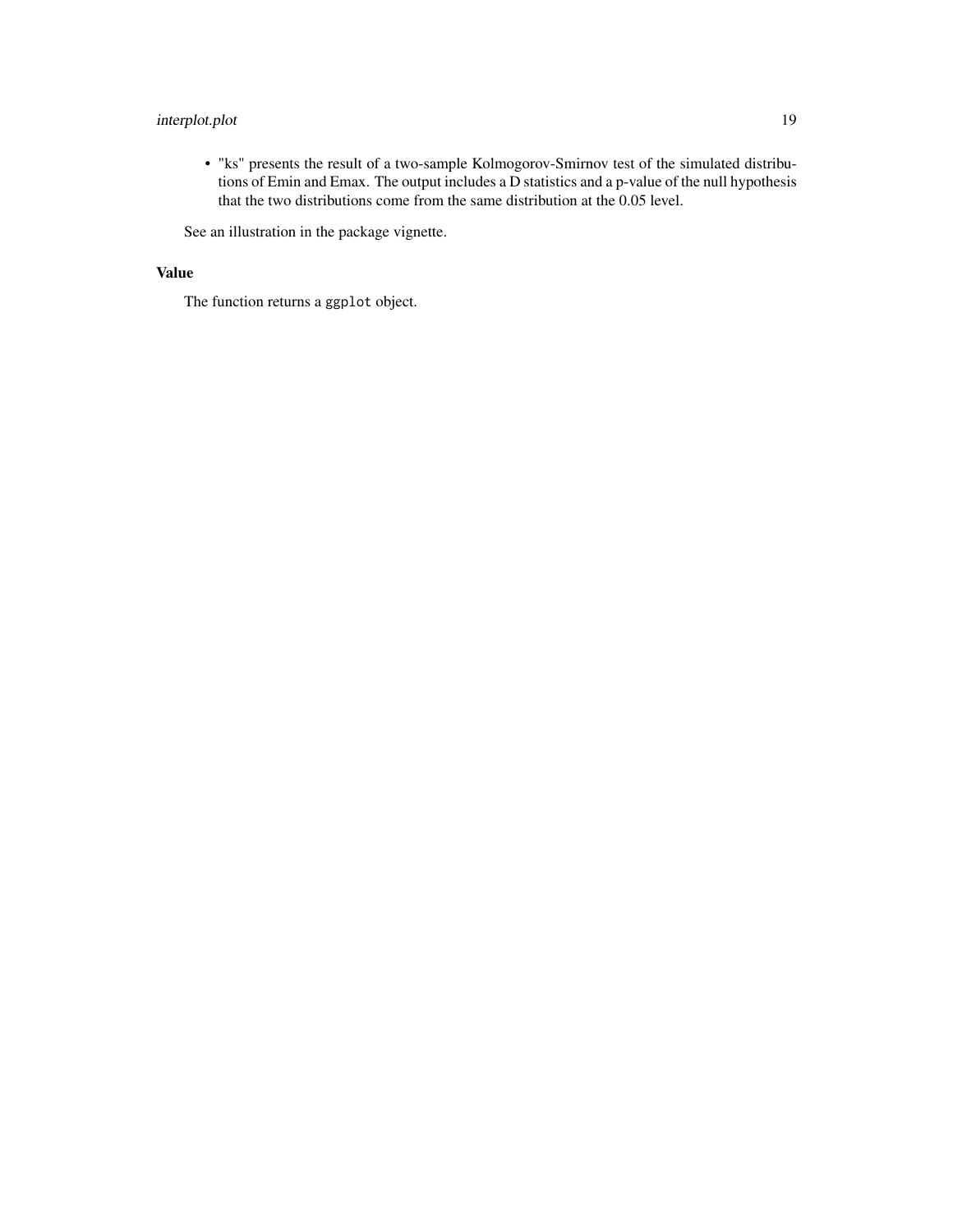- "ks" presents the result of a two-sample Kolmogorov-Smirnov test of the simulated distributions of Emin and Emax. The output includes a D statistics and a p-value of the null hypothesis that the two distributions come from the same distribution at the 0.05 level.

See an illustration in the package vignette.

## Value

The function returns a `ggplot` object.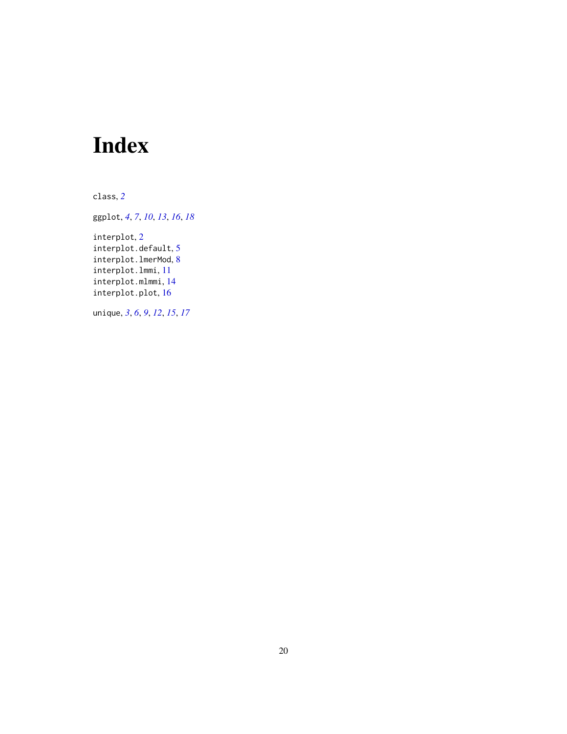# Index

class, *2*

ggplot, *4*, *7*, *10*, *13*, *16*, *18*

interplot, 2
interplot.default, 5
interplot.lmerMod, 8
interplot.lmmi, 11
interplot.mlmmi, 14
interplot.plot, 16

unique, *3*, *6*, *9*, *12*, *15*, *17*